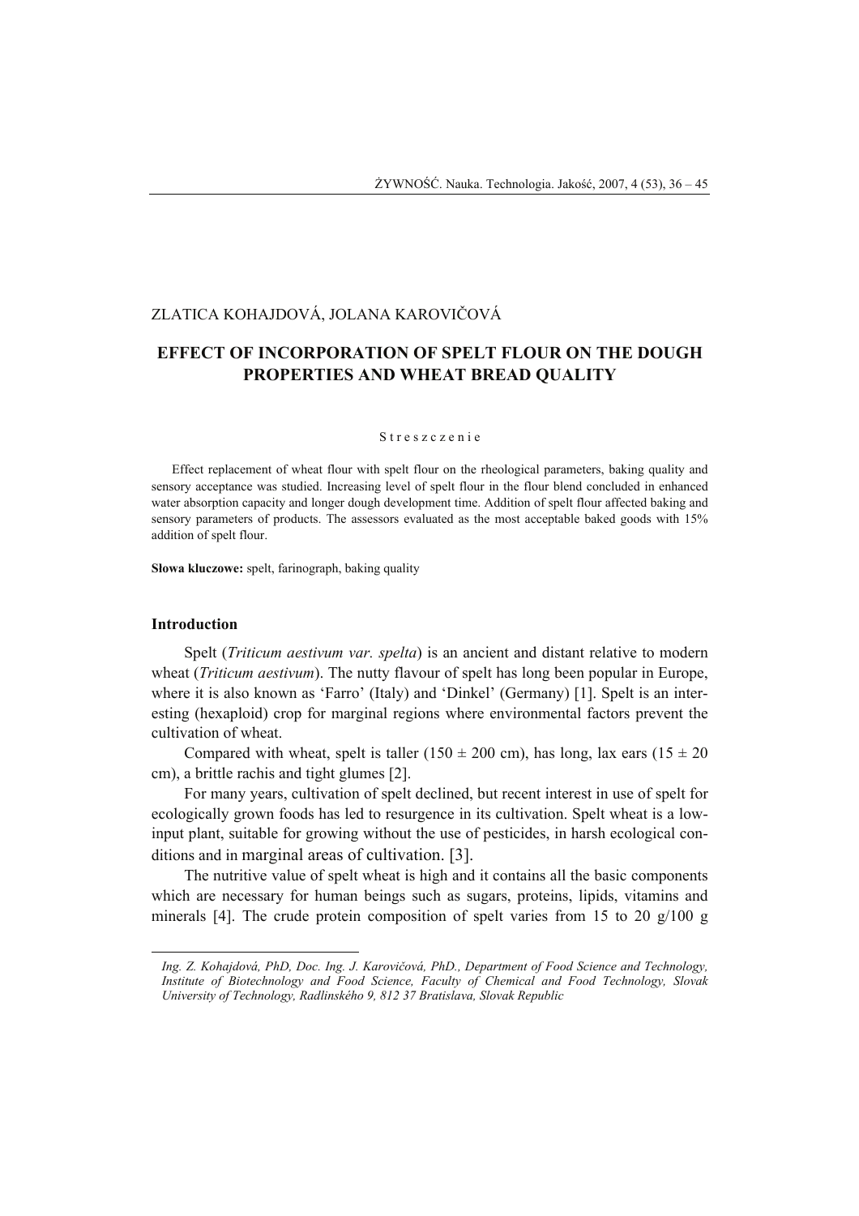ZLATICA KOHAJDOVÁ, JOLANA KAROVIČOVÁ

# EFFECT OF INCORPORATION OF SPELT FLOUR ON THE DOUGH PROPERTIES AND WHEAT BREAD QUALITY

S t r e s z c z e n i e

Effect replacement of wheat flour with spelt flour on the rheological parameters, baking quality and sensory acceptance was studied. Increasing level of spelt flour in the flour blend concluded in enhanced water absorption capacity and longer dough development time. Addition of spelt flour affected baking and sensory parameters of products. The assessors evaluated as the most acceptable baked goods with 15% addition of spelt flour.

**Słowa kluczowe:** spelt, farinograph, baking quality

## Introduction

Spelt (*Triticum aestivum var. spelta*) is an ancient and distant relative to modern wheat (*Triticum aestivum*). The nutty flavour of spelt has long been popular in Europe, where it is also known as 'Farro' (Italy) and 'Dinkel' (Germany) [1]. Spelt is an interesting (hexaploid) crop for marginal regions where environmental factors prevent the cultivation of wheat.

Compared with wheat, spelt is taller (150 ± 200 cm), has long, lax ears (15 ± 20 cm), a brittle rachis and tight glumes [2].

For many years, cultivation of spelt declined, but recent interest in use of spelt for ecologically grown foods has led to resurgence in its cultivation. Spelt wheat is a low-input plant, suitable for growing without the use of pesticides, in harsh ecological conditions and in marginal areas of cultivation. [3].

The nutritive value of spelt wheat is high and it contains all the basic components which are necessary for human beings such as sugars, proteins, lipids, vitamins and minerals [4]. The crude protein composition of spelt varies from 15 to 20 g/100 g

---

*Ing. Z. Kohajdová, PhD, Doc. Ing. J. Karovičová, PhD., Department of Food Science and Technology, Institute of Biotechnology and Food Science, Faculty of Chemical and Food Technology, Slovak University of Technology, Radlinského 9, 812 37 Bratislava, Slovak Republic*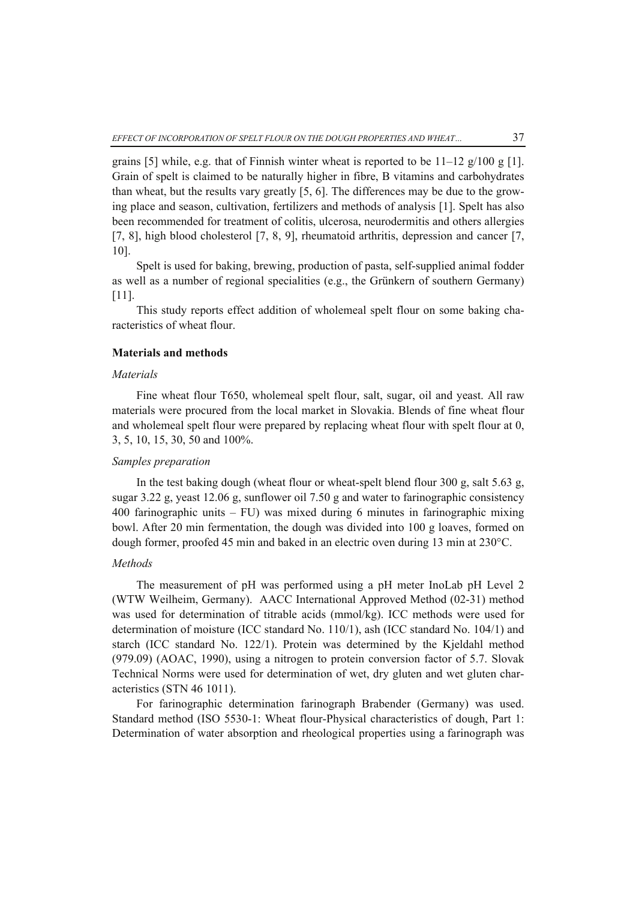grains [5] while, e.g. that of Finnish winter wheat is reported to be 11–12 g/100 g [1]. Grain of spelt is claimed to be naturally higher in fibre, B vitamins and carbohydrates than wheat, but the results vary greatly [5, 6]. The differences may be due to the growing place and season, cultivation, fertilizers and methods of analysis [1]. Spelt has also been recommended for treatment of colitis, ulcerosa, neurodermitis and others allergies [7, 8], high blood cholesterol [7, 8, 9], rheumatoid arthritis, depression and cancer [7, 10].

Spelt is used for baking, brewing, production of pasta, self-supplied animal fodder as well as a number of regional specialities (e.g., the Grünkern of southern Germany) [11].

This study reports effect addition of wholemeal spelt flour on some baking characteristics of wheat flour.

## Materials and methods

### *Materials*

Fine wheat flour T650, wholemeal spelt flour, salt, sugar, oil and yeast. All raw materials were procured from the local market in Slovakia. Blends of fine wheat flour and wholemeal spelt flour were prepared by replacing wheat flour with spelt flour at 0, 3, 5, 10, 15, 30, 50 and 100%.

### *Samples preparation*

In the test baking dough (wheat flour or wheat-spelt blend flour 300 g, salt 5.63 g, sugar 3.22 g, yeast 12.06 g, sunflower oil 7.50 g and water to farinographic consistency 400 farinographic units – FU) was mixed during 6 minutes in farinographic mixing bowl. After 20 min fermentation, the dough was divided into 100 g loaves, formed on dough former, proofed 45 min and baked in an electric oven during 13 min at 230°C.

### *Methods*

The measurement of pH was performed using a pH meter InoLab pH Level 2 (WTW Weilheim, Germany). AACC International Approved Method (02-31) method was used for determination of titrable acids (mmol/kg). ICC methods were used for determination of moisture (ICC standard No. 110/1), ash (ICC standard No. 104/1) and starch (ICC standard No. 122/1). Protein was determined by the Kjeldahl method (979.09) (AOAC, 1990), using a nitrogen to protein conversion factor of 5.7. Slovak Technical Norms were used for determination of wet, dry gluten and wet gluten characteristics (STN 46 1011).

For farinographic determination farinograph Brabender (Germany) was used. Standard method (ISO 5530-1: Wheat flour-Physical characteristics of dough, Part 1: Determination of water absorption and rheological properties using a farinograph was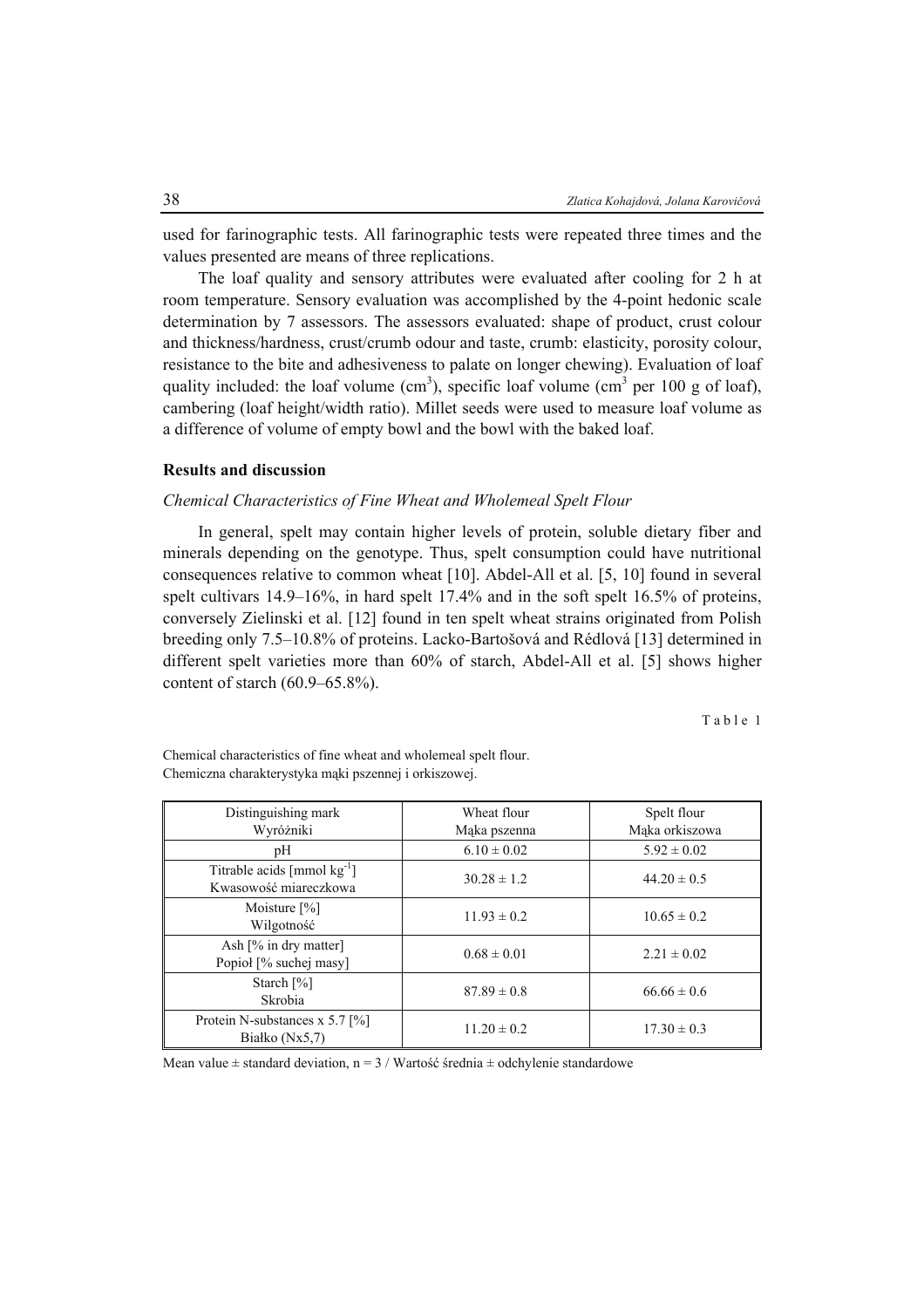used for farinographic tests. All farinographic tests were repeated three times and the values presented are means of three replications.

The loaf quality and sensory attributes were evaluated after cooling for 2 h at room temperature. Sensory evaluation was accomplished by the 4-point hedonic scale determination by 7 assessors. The assessors evaluated: shape of product, crust colour and thickness/hardness, crust/crumb odour and taste, crumb: elasticity, porosity colour, resistance to the bite and adhesiveness to palate on longer chewing). Evaluation of loaf quality included: the loaf volume ($cm^3$), specific loaf volume ($cm^3$ per 100 g of loaf), cambering (loaf height/width ratio). Millet seeds were used to measure loaf volume as a difference of volume of empty bowl and the bowl with the baked loaf.

## Results and discussion

### *Chemical Characteristics of Fine Wheat and Wholemeal Spelt Flour*

In general, spelt may contain higher levels of protein, soluble dietary fiber and minerals depending on the genotype. Thus, spelt consumption could have nutritional consequences relative to common wheat [10]. Abdel-All et al. [5, 10] found in several spelt cultivars 14.9–16%, in hard spelt 17.4% and in the soft spelt 16.5% of proteins, conversely Zielinski et al. [12] found in ten spelt wheat strains originated from Polish breeding only 7.5–10.8% of proteins. Lacko-Bartošová and Rédlová [13] determined in different spelt varieties more than 60% of starch, Abdel-All et al. [5] shows higher content of starch (60.9–65.8%).

Table 1

Chemical characteristics of fine wheat and wholemeal spelt flour.
Chemiczna charakterystyka mąki pszennej i orkiszowej.

| Distinguishing mark<br>Wyróżniki | Wheat flour<br>Mąka pszenna | Spelt flour<br>Mąka orkiszowa |
|---|---|---|
| pH | 6.10 ± 0.02 | 5.92 ± 0.02 |
| Titrable acids [mmol $kg^{-1}$]<br>Kwasowość miareczkowa | 30.28 ± 1.2 | 44.20 ± 0.5 |
| Moisture [%]<br>Wilgotność | 11.93 ± 0.2 | 10.65 ± 0.2 |
| Ash [% in dry matter]<br>Popiół [% suchej masy] | 0.68 ± 0.01 | 2.21 ± 0.02 |
| Starch [%]<br>Skrobia | 87.89 ± 0.8 | 66.66 ± 0.6 |
| Protein N-substances x 5.7 [%]<br>Białko (Nx5,7) | 11.20 ± 0.2 | 17.30 ± 0.3 |

Mean value ± standard deviation, n = 3 / Wartość średnia ± odchylenie standardowe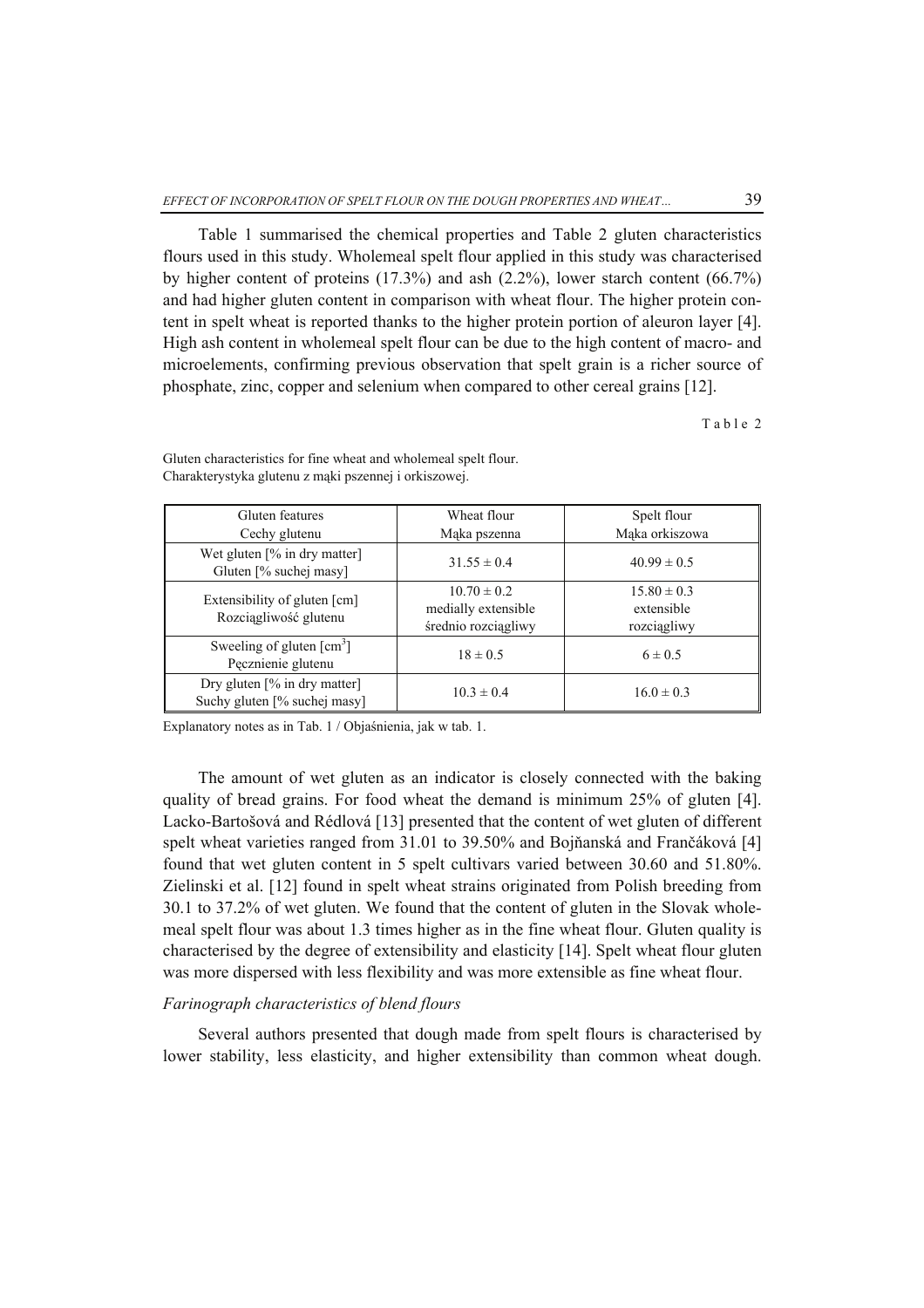Table 1 summarised the chemical properties and Table 2 gluten characteristics flours used in this study. Wholemeal spelt flour applied in this study was characterised by higher content of proteins (17.3%) and ash (2.2%), lower starch content (66.7%) and had higher gluten content in comparison with wheat flour. The higher protein content in spelt wheat is reported thanks to the higher protein portion of aleuron layer [4]. High ash content in wholemeal spelt flour can be due to the high content of macro- and microelements, confirming previous observation that spelt grain is a richer source of phosphate, zinc, copper and selenium when compared to other cereal grains [12].

Table 2

Gluten characteristics for fine wheat and wholemeal spelt flour.
Charakterystyka glutenu z mąki pszennej i orkiszowej.

| Gluten features<br>Cechy glutenu | Wheat flour<br>Mąka pszenna | Spelt flour<br>Mąka orkiszowa |
|---|---|---|
| Wet gluten [% in dry matter]<br>Gluten [% suchej masy] | $31.55 \pm 0.4$ | $40.99 \pm 0.5$ |
| Extensibility of gluten [cm]<br>Rozciągliwość glutenu | $10.70 \pm 0.2$<br>medially extensible<br>średnio rozciągliwy | $15.80 \pm 0.3$<br>extensible<br>rozciągliwy |
| Sweeling of gluten [$cm^3$]<br>Pęcznienie glutenu | $18 \pm 0.5$ | $6 \pm 0.5$ |
| Dry gluten [% in dry matter]<br>Suchy gluten [% suchej masy] | $10.3 \pm 0.4$ | $16.0 \pm 0.3$ |

Explanatory notes as in Tab. 1 / Objaśnienia, jak w tab. 1.

The amount of wet gluten as an indicator is closely connected with the baking quality of bread grains. For food wheat the demand is minimum 25% of gluten [4]. Lacko-Bartošová and Rédlová [13] presented that the content of wet gluten of different spelt wheat varieties ranged from 31.01 to 39.50% and Bojňanská and Frančáková [4] found that wet gluten content in 5 spelt cultivars varied between 30.60 and 51.80%. Zielinski et al. [12] found in spelt wheat strains originated from Polish breeding from 30.1 to 37.2% of wet gluten. We found that the content of gluten in the Slovak wholemeal spelt flour was about 1.3 times higher as in the fine wheat flour. Gluten quality is characterised by the degree of extensibility and elasticity [14]. Spelt wheat flour gluten was more dispersed with less flexibility and was more extensible as fine wheat flour.

*Farinograph characteristics of blend flours*

Several authors presented that dough made from spelt flours is characterised by lower stability, less elasticity, and higher extensibility than common wheat dough.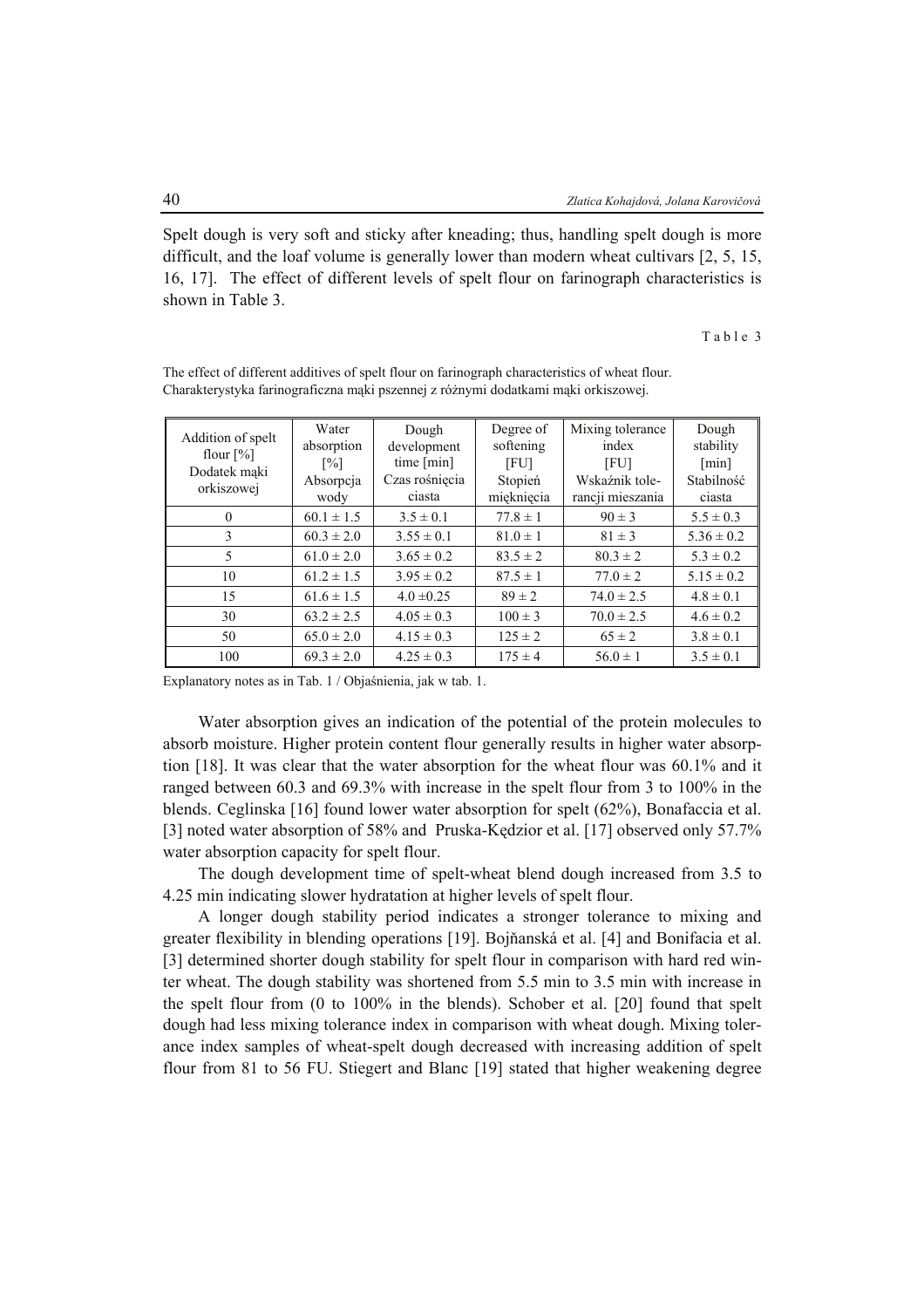Spelt dough is very soft and sticky after kneading; thus, handling spelt dough is more difficult, and the loaf volume is generally lower than modern wheat cultivars [2, 5, 15, 16, 17]. The effect of different levels of spelt flour on farinograph characteristics is shown in Table 3.

Table 3

The effect of different additives of spelt flour on farinograph characteristics of wheat flour.
Charakterystyka farinograficzna mąki pszennej z różnymi dodatkami mąki orkiszowej.

| Addition of spelt flour [%] Dodatek mąki orkiszowej | Water absorption [%] Absorpcja wody | Dough development time [min] Czas rośnięcia ciasta | Degree of softening [FU] Stopień mięknięcia | Mixing tolerance index [FU] Wskaźnik tolerancji mieszania | Dough stability [min] Stabilność ciasta |
|---|---|---|---|---|---|
| 0 | 60.1 ± 1.5 | 3.5 ± 0.1 | 77.8 ± 1 | 90 ± 3 | 5.5 ± 0.3 |
| 3 | 60.3 ± 2.0 | 3.55 ± 0.1 | 81.0 ± 1 | 81 ± 3 | 5.36 ± 0.2 |
| 5 | 61.0 ± 2.0 | 3.65 ± 0.2 | 83.5 ± 2 | 80.3 ± 2 | 5.3 ± 0.2 |
| 10 | 61.2 ± 1.5 | 3.95 ± 0.2 | 87.5 ± 1 | 77.0 ± 2 | 5.15 ± 0.2 |
| 15 | 61.6 ± 1.5 | 4.0 ±0.25 | 89 ± 2 | 74.0 ± 2.5 | 4.8 ± 0.1 |
| 30 | 63.2 ± 2.5 | 4.05 ± 0.3 | 100 ± 3 | 70.0 ± 2.5 | 4.6 ± 0.2 |
| 50 | 65.0 ± 2.0 | 4.15 ± 0.3 | 125 ± 2 | 65 ± 2 | 3.8 ± 0.1 |
| 100 | 69.3 ± 2.0 | 4.25 ± 0.3 | 175 ± 4 | 56.0 ± 1 | 3.5 ± 0.1 |

Explanatory notes as in Tab. 1 / Objaśnienia, jak w tab. 1.

Water absorption gives an indication of the potential of the protein molecules to absorb moisture. Higher protein content flour generally results in higher water absorption [18]. It was clear that the water absorption for the wheat flour was 60.1% and it ranged between 60.3 and 69.3% with increase in the spelt flour from 3 to 100% in the blends. Ceglinska [16] found lower water absorption for spelt (62%), Bonafaccia et al. [3] noted water absorption of 58% and Pruska-Kędzior et al. [17] observed only 57.7% water absorption capacity for spelt flour.

The dough development time of spelt-wheat blend dough increased from 3.5 to 4.25 min indicating slower hydratation at higher levels of spelt flour.

A longer dough stability period indicates a stronger tolerance to mixing and greater flexibility in blending operations [19]. Bojňanská et al. [4] and Bonifacia et al. [3] determined shorter dough stability for spelt flour in comparison with hard red winter wheat. The dough stability was shortened from 5.5 min to 3.5 min with increase in the spelt flour from (0 to 100% in the blends). Schober et al. [20] found that spelt dough had less mixing tolerance index in comparison with wheat dough. Mixing tolerance index samples of wheat-spelt dough decreased with increasing addition of spelt flour from 81 to 56 FU. Stiegert and Blanc [19] stated that higher weakening degree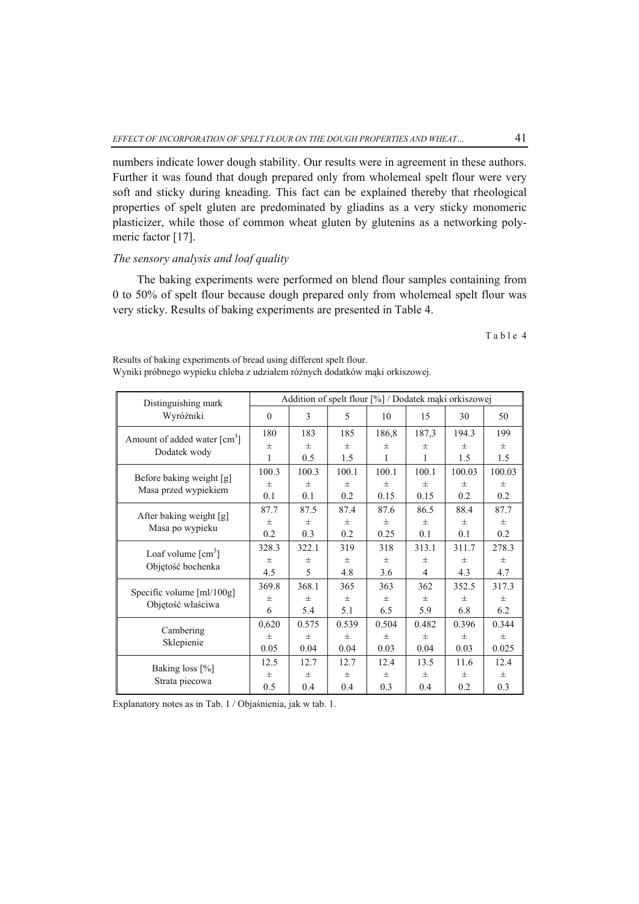numbers indicate lower dough stability. Our results were in agreement in these authors. Further it was found that dough prepared only from wholemeal spelt flour were very soft and sticky during kneading. This fact can be explained thereby that rheological properties of spelt gluten are predominated by gliadins as a very sticky monomeric plasticizer, while those of common wheat gluten by glutenins as a networking polymeric factor [17].

*The sensory analysis and loaf quality*

The baking experiments were performed on blend flour samples containing from 0 to 50% of spelt flour because dough prepared only from wholemeal spelt flour was very sticky. Results of baking experiments are presented in Table 4.

Table 4

Results of baking experiments of bread using different spelt flour.
Wyniki próbnego wypieku chleba z udziałem różnych dodatków mąki orkiszowej.

| Distinguishing mark / Wyróżniki | Addition of spelt flour [%] / Dodatek mąki orkiszowej | | | | | | |
|---|---|---|---|---|---|---|---|
| | 0 | 3 | 5 | 10 | 15 | 30 | 50 |
| Amount of added water [$cm^3$] / Dodatek wody | 180 ± 1 | 183 ± 0.5 | 185 ± 1.5 | 186,8 ± 1 | 187,3 ± 1 | 194.3 ± 1.5 | 199 ± 1.5 |
| Before baking weight [g] / Masa przed wypiekiem | 100.3 ± 0.1 | 100.3 ± 0.1 | 100.1 ± 0.2 | 100.1 ± 0.15 | 100.1 ± 0.15 | 100.03 ± 0.2 | 100.03 ± 0.2 |
| After baking weight [g] / Masa po wypieku | 87.7 ± 0.2 | 87.5 ± 0.3 | 87.4 ± 0.2 | 87.6 ± 0.25 | 86.5 ± 0.1 | 88.4 ± 0.1 | 87.7 ± 0.2 |
| Loaf volume [$cm^3$] / Objętość bochenka | 328.3 ± 4.5 | 322.1 ± 5 | 319 ± 4.8 | 318 ± 3.6 | 313.1 ± 4 | 311.7 ± 4.3 | 278.3 ± 4.7 |
| Specific volume [ml/100g] / Objętość właściwa | 369.8 ± 6 | 368.1 ± 5.4 | 365 ± 5.1 | 363 ± 6.5 | 362 ± 5.9 | 352.5 ± 6.8 | 317.3 ± 6.2 |
| Cambering / Sklepienie | 0,620 ± 0.05 | 0.575 ± 0.04 | 0.539 ± 0.04 | 0.504 ± 0.03 | 0.482 ± 0.04 | 0.396 ± 0.03 | 0.344 ± 0.025 |
| Baking loss [%] / Strata piecowa | 12.5 ± 0.5 | 12.7 ± 0.4 | 12.7 ± 0.4 | 12.4 ± 0.3 | 13.5 ± 0.4 | 11.6 ± 0.2 | 12.4 ± 0.3 |

Explanatory notes as in Tab. 1 / Objaśnienia, jak w tab. 1.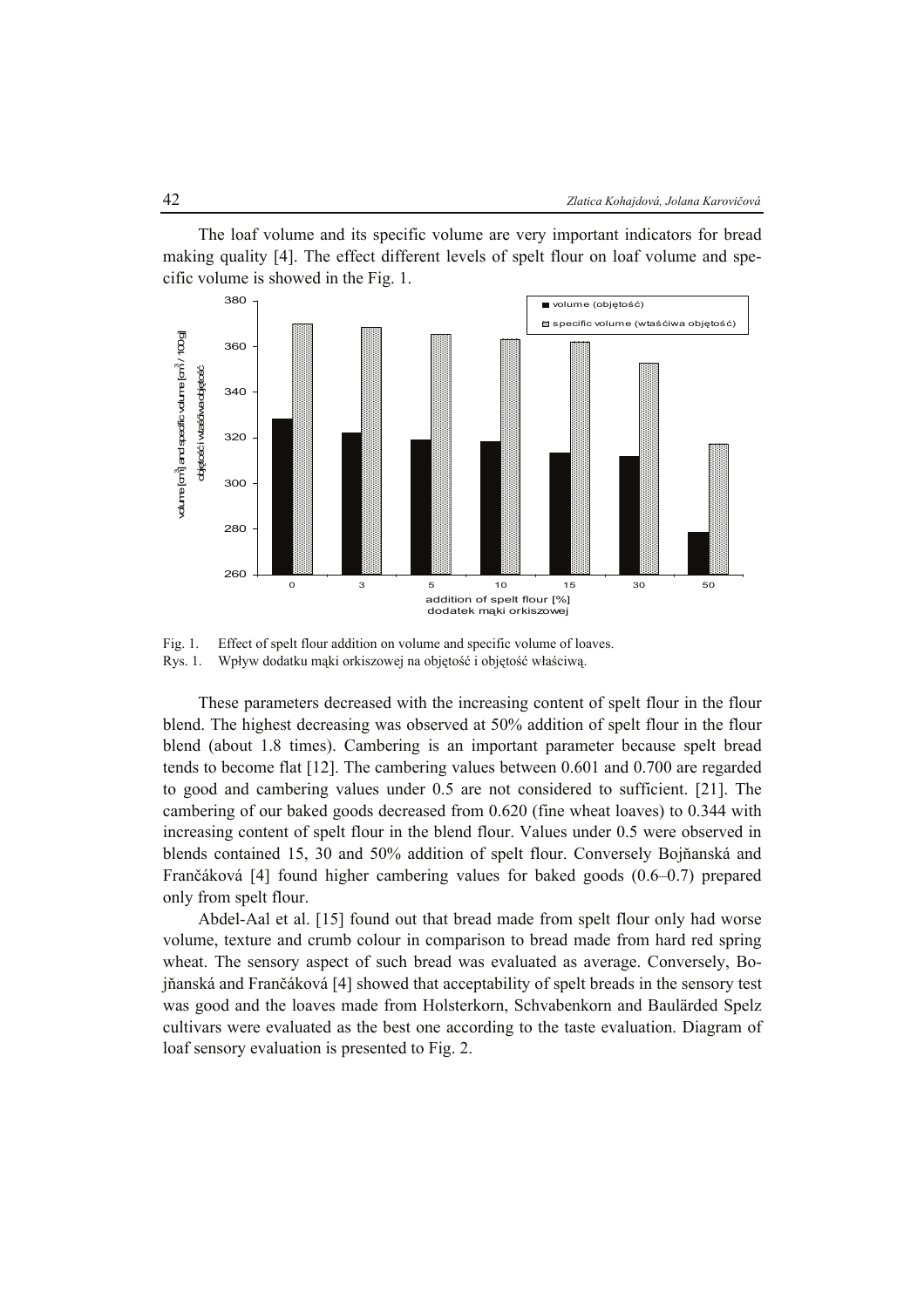The loaf volume and its specific volume are very important indicators for bread making quality [4]. The effect different levels of spelt flour on loaf volume and specific volume is showed in the Fig. 1.

Fig. 1. Effect of spelt flour addition on volume and specific volume of loaves.
Rys. 1. Wpływ dodatku mąki orkiszowej na objętość i objętość właściwą.

These parameters decreased with the increasing content of spelt flour in the flour blend. The highest decreasing was observed at 50% addition of spelt flour in the flour blend (about 1.8 times). Cambering is an important parameter because spelt bread tends to become flat [12]. The cambering values between 0.601 and 0.700 are regarded to good and cambering values under 0.5 are not considered to sufficient. [21]. The cambering of our baked goods decreased from 0.620 (fine wheat loaves) to 0.344 with increasing content of spelt flour in the blend flour. Values under 0.5 were observed in blends contained 15, 30 and 50% addition of spelt flour. Conversely Bojňanská and Frančáková [4] found higher cambering values for baked goods (0.6–0.7) prepared only from spelt flour.

Abdel-Aal et al. [15] found out that bread made from spelt flour only had worse volume, texture and crumb colour in comparison to bread made from hard red spring wheat. The sensory aspect of such bread was evaluated as average. Conversely, Bojňanská and Frančáková [4] showed that acceptability of spelt breads in the sensory test was good and the loaves made from Holsterkorn, Schvabenkorn and Baulärded Spelz cultivars were evaluated as the best one according to the taste evaluation. Diagram of loaf sensory evaluation is presented to Fig. 2.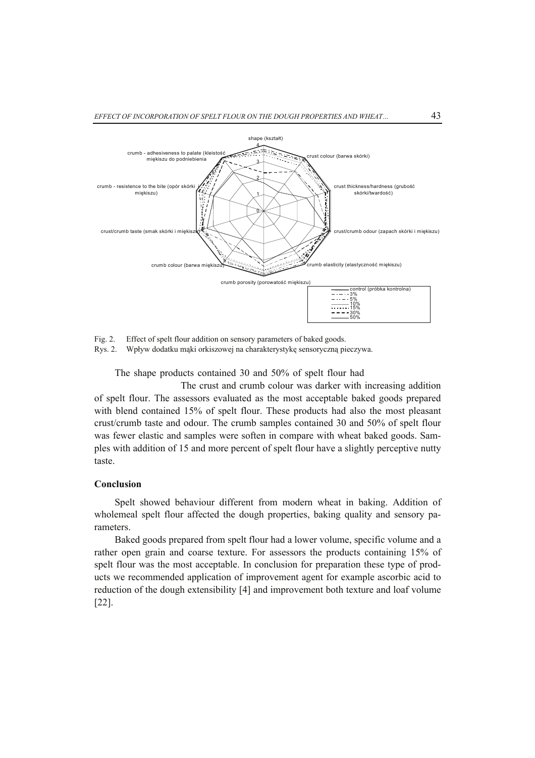Fig. 2. Effect of spelt flour addition on sensory parameters of baked goods.

Rys. 2. Wpływ dodatku mąki orkiszowej na charakterystykę sensoryczną pieczywa.

The shape products contained 30 and 50% of spelt flour had The crust and crumb colour was darker with increasing addition of spelt flour. The assessors evaluated as the most acceptable baked goods prepared with blend contained 15% of spelt flour. These products had also the most pleasant crust/crumb taste and odour. The crumb samples contained 30 and 50% of spelt flour was fewer elastic and samples were soften in compare with wheat baked goods. Samples with addition of 15 and more percent of spelt flour have a slightly perceptive nutty taste.

## Conclusion

Spelt showed behaviour different from modern wheat in baking. Addition of wholemeal spelt flour affected the dough properties, baking quality and sensory parameters.

Baked goods prepared from spelt flour had a lower volume, specific volume and a rather open grain and coarse texture. For assessors the products containing 15% of spelt flour was the most acceptable. In conclusion for preparation these type of products we recommended application of improvement agent for example ascorbic acid to reduction of the dough extensibility [4] and improvement both texture and loaf volume [22].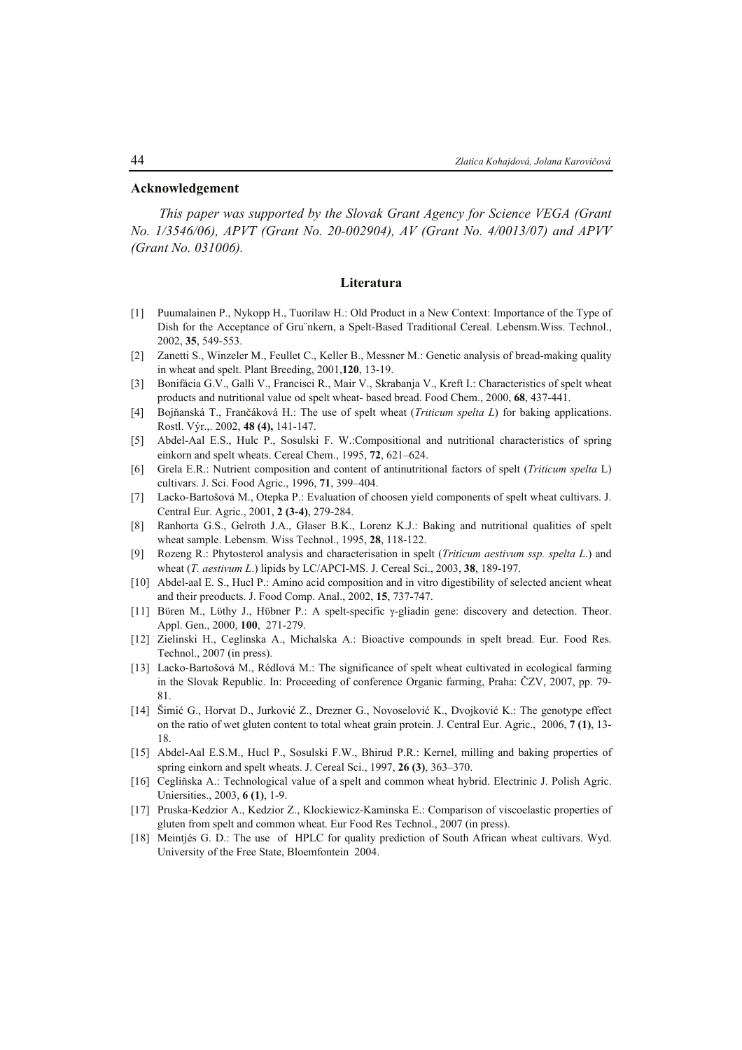## Acknowledgement

*This paper was supported by the Slovak Grant Agency for Science VEGA (Grant No. 1/3546/06), APVT (Grant No. 20-002904), AV (Grant No. 4/0013/07) and APVV (Grant No. 031006).*

## Literatura

[1] Puumalainen P., Nykopp H., Tuorilaw H.: Old Product in a New Context: Importance of the Type of Dish for the Acceptance of Gru¨nkern, a Spelt-Based Traditional Cereal. Lebensm.Wiss. Technol., 2002, **35**, 549-553.

[2] Zanetti S., Winzeler M., Feullet C., Keller B., Messner M.: Genetic analysis of bread-making quality in wheat and spelt. Plant Breeding, 2001,**120**, 13-19.

[3] Bonifácia G.V., Galli V., Francisci R., Mair V., Skrabanja V., Kreft I.: Characteristics of spelt wheat products and nutritional value od spelt wheat- based bread. Food Chem., 2000, **68**, 437-441.

[4] Bojňanská T., Frančáková H.: The use of spelt wheat (*Triticum spelta L*) for baking applications. Rostl. Výr.,. 2002, **48 (4),** 141-147.

[5] Abdel-Aal E.S., Hulc P., Sosulski F. W.:Compositional and nutritional characteristics of spring einkorn and spelt wheats. Cereal Chem., 1995, **72**, 621–624.

[6] Grela E.R.: Nutrient composition and content of antinutritional factors of spelt (*Triticum spelta* L) cultivars. J. Sci. Food Agric., 1996, **71**, 399–404.

[7] Lacko-Bartošová M., Otepka P.: Evaluation of choosen yield components of spelt wheat cultivars. J. Central Eur. Agric., 2001, **2 (3-4)**, 279-284.

[8] Ranhorta G.S., Gelroth J.A., Glaser B.K., Lorenz K.J.: Baking and nutritional qualities of spelt wheat sample. Lebensm. Wiss Technol., 1995, **28**, 118-122.

[9] Rozeng R.: Phytosterol analysis and characterisation in spelt (*Triticum aestivum ssp. spelta L*.) and wheat (*T. aestivum L*.) lipids by LC/APCI-MS. J. Cereal Sci., 2003, **38**, 189-197.

[10] Abdel-aal E. S., Hucl P.: Amino acid composition and in vitro digestibility of selected ancient wheat and their preoducts. J. Food Comp. Anal., 2002, **15**, 737-747.

[11] Büren M., Lüthy J., Hübner P.: A spelt-specific γ-gliadin gene: discovery and detection. Theor. Appl. Gen., 2000, **100**, 271-279.

[12] Zielinski H., Ceglinska A., Michalska A.: Bioactive compounds in spelt bread. Eur. Food Res. Technol., 2007 (in press).

[13] Lacko-Bartošová M., Rédlová M.: The significance of spelt wheat cultivated in ecological farming in the Slovak Republic. In: Proceeding of conference Organic farming, Praha: ČZV, 2007, pp. 79-81.

[14] Šimić G., Horvat D., Jurković Z., Drezner G., Novoselović K., Dvojković K.: The genotype effect on the ratio of wet gluten content to total wheat grain protein. J. Central Eur. Agric., 2006, **7 (1)**, 13-18.

[15] Abdel-Aal E.S.M., Hucl P., Sosulski F.W., Bhirud P.R.: Kernel, milling and baking properties of spring einkorn and spelt wheats. J. Cereal Sci., 1997, **26 (3)**, 363–370.

[16] Cegliňska A.: Technological value of a spelt and common wheat hybrid. Electrinic J. Polish Agric. Uniersities., 2003, **6 (1)**, 1-9.

[17] Pruska-Kedzior A., Kedzior Z., Klockiewicz-Kaminska E.: Comparison of viscoelastic properties of gluten from spelt and common wheat. Eur Food Res Technol., 2007 (in press).

[18] Meintjés G. D.: The use of HPLC for quality prediction of South African wheat cultivars. Wyd. University of the Free State, Bloemfontein 2004.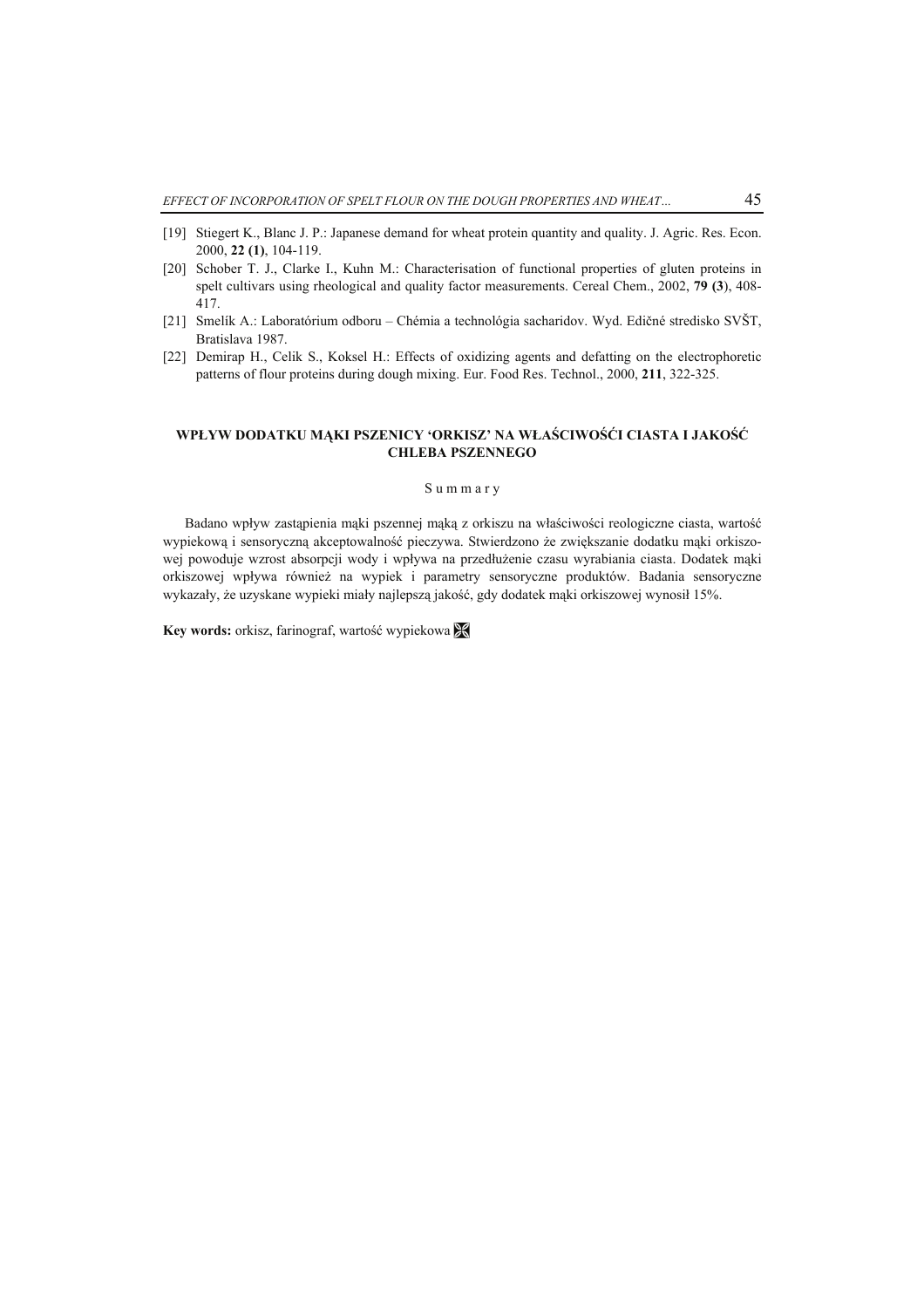[19] Stiegert K., Blanc J. P.: Japanese demand for wheat protein quantity and quality. J. Agric. Res. Econ. 2000, **22 (1)**, 104-119.

[20] Schober T. J., Clarke I., Kuhn M.: Characterisation of functional properties of gluten proteins in spelt cultivars using rheological and quality factor measurements. Cereal Chem., 2002, **79 (3**), 408-417.

[21] Smelík A.: Laboratórium odboru – Chémia a technológia sacharidov. Wyd. Edičné stredisko SVŠT, Bratislava 1987.

[22] Demirap H., Celik S., Koksel H.: Effects of oxidizing agents and defatting on the electrophoretic patterns of flour proteins during dough mixing. Eur. Food Res. Technol., 2000, **211**, 322-325.

## WPŁYW DODATKU MĄKI PSZENICY 'ORKISZ' NA WŁAŚCIWOŚĆI CIASTA I JAKOŚĆ CHLEBA PSZENNEGO

S u m m a r y

Badano wpływ zastąpienia mąki pszennej mąką z orkiszu na właściwości reologiczne ciasta, wartość wypiekową i sensoryczną akceptowalność pieczywa. Stwierdzono że zwiększanie dodatku mąki orkiszowej powoduje wzrost absorpcji wody i wpływa na przedłużenie czasu wyrabiania ciasta. Dodatek mąki orkiszowej wpływa również na wypiek i parametry sensoryczne produktów. Badania sensoryczne wykazały, że uzyskane wypieki miały najlepszą jakość, gdy dodatek mąki orkiszowej wynosił 15%.

**Key words:** orkisz, farinograf, wartość wypiekowa